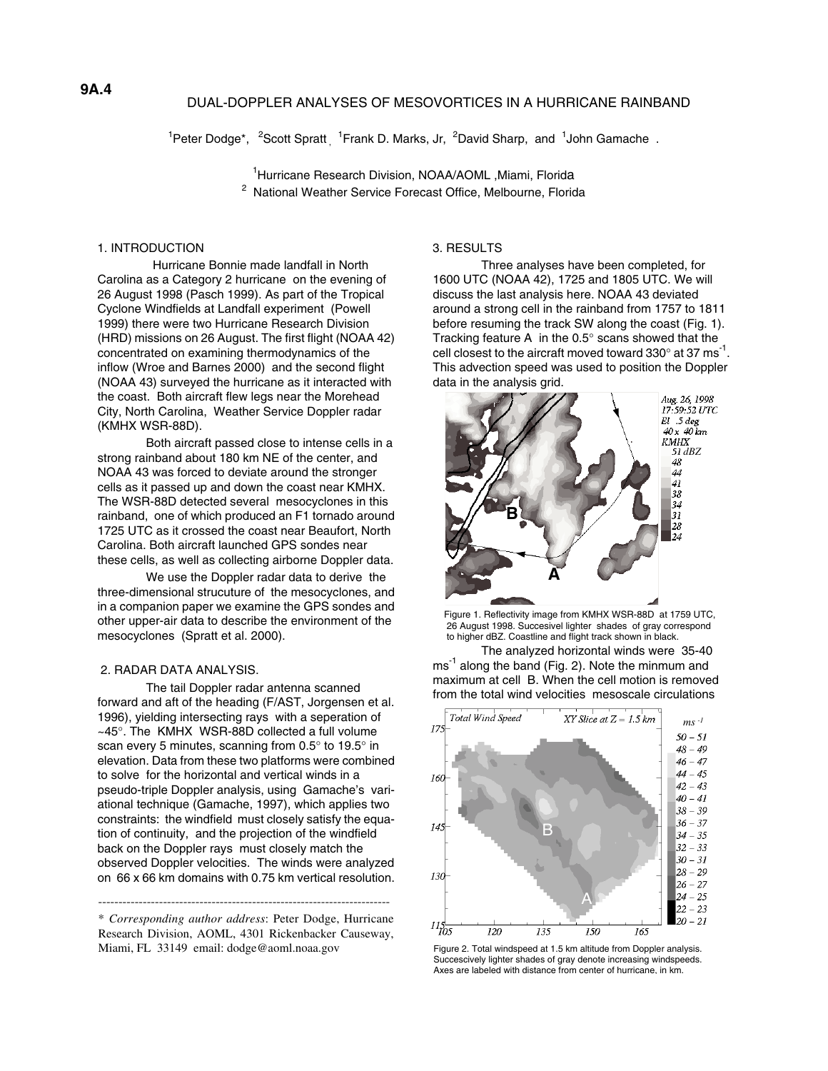9A.4

# DUAL-DOPPLER ANALYSES OF MESOVORTICES IN A HURRICANE RAINBAND

[1]Peter Dodge*, [2]Scott Spratt , [1]Frank D. Marks, Jr, [2]David Sharp, and [1]John Gamache .

[1]Hurricane Research Division, NOAA/AOML ,Miami, Florida
[2] National Weather Service Forecast Office, Melbourne, Florida

## 1. INTRODUCTION

Hurricane Bonnie made landfall in North Carolina as a Category 2 hurricane on the evening of 26 August 1998 (Pasch 1999). As part of the Tropical Cyclone Windfields at Landfall experiment (Powell 1999) there were two Hurricane Research Division (HRD) missions on 26 August. The first flight (NOAA 42) concentrated on examining thermodynamics of the inflow (Wroe and Barnes 2000) and the second flight (NOAA 43) surveyed the hurricane as it interacted with the coast. Both aircraft flew legs near the Morehead City, North Carolina, Weather Service Doppler radar (KMHX WSR-88D).

Both aircraft passed close to intense cells in a strong rainband about 180 km NE of the center, and NOAA 43 was forced to deviate around the stronger cells as it passed up and down the coast near KMHX. The WSR-88D detected several mesocyclones in this rainband, one of which produced an F1 tornado around 1725 UTC as it crossed the coast near Beaufort, North Carolina. Both aircraft launched GPS sondes near these cells, as well as collecting airborne Doppler data.

We use the Doppler radar data to derive the three-dimensional strucuture of the mesocyclones, and in a companion paper we examine the GPS sondes and other upper-air data to describe the environment of the mesocyclones (Spratt et al. 2000).

## 2. RADAR DATA ANALYSIS.

The tail Doppler radar antenna scanned forward and aft of the heading (F/AST, Jorgensen et al. 1996), yielding intersecting rays with a seperation of ~45°. The KMHX WSR-88D collected a full volume scan every 5 minutes, scanning from 0.5° to 19.5° in elevation. Data from these two platforms were combined to solve for the horizontal and vertical winds in a pseudo-triple Doppler analysis, using Gamache's variational technique (Gamache, 1997), which applies two constraints: the windfield must closely satisfy the equation of continuity, and the projection of the windfield back on the Doppler rays must closely match the observed Doppler velocities. The winds were analyzed on 66 x 66 km domains with 0.75 km vertical resolution.

---

* *Corresponding author address*: Peter Dodge, Hurricane Research Division, AOML, 4301 Rickenbacker Causeway, Miami, FL 33149 email: dodge@aoml.noaa.gov

## 3. RESULTS

Three analyses have been completed, for 1600 UTC (NOAA 42), 1725 and 1805 UTC. We will discuss the last analysis here. NOAA 43 deviated around a strong cell in the rainband from 1757 to 1811 before resuming the track SW along the coast (Fig. 1). Tracking feature A in the 0.5° scans showed that the cell closest to the aircraft moved toward 330° at 37 $ms^{-1}$. This advection speed was used to position the Doppler data in the analysis grid.

Figure 1. Reflectivity image from KMHX WSR-88D at 1759 UTC, 26 August 1998. Succesivel lighter shades of gray correspond to higher dBZ. Coastline and flight track shown in black.

The analyzed horizontal winds were 35-40 $ms^{-1}$ along the band (Fig. 2). Note the minmum and maximum at cell B. When the cell motion is removed from the total wind velocities mesoscale circulations

Figure 2. Total windspeed at 1.5 km altitude from Doppler analysis. Succescively lighter shades of gray denote increasing windspeeds. Axes are labeled with distance from center of hurricane, in km.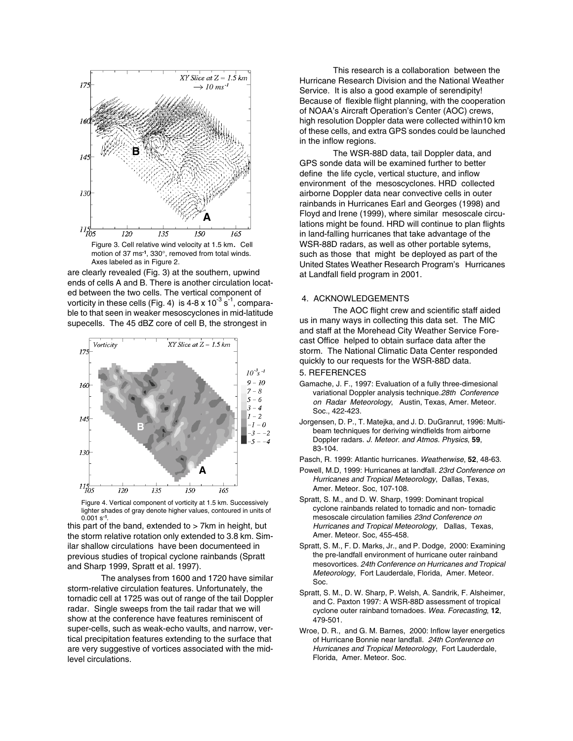XY Slice at Z = 1.5 km

→ 10 ms$^{-1}$

175

160

145

130

115

105 120 135 150 165

B

A

Figure 3. Cell relative wind velocity at 1.5 km. Cell motion of 37 ms$^{-1}$, 330°, removed from total winds. Axes labeled as in Figure 2.

are clearly revealed (Fig. 3) at the southern, upwind ends of cells A and B. There is another circulation located between the two cells. The vertical component of vorticity in these cells (Fig. 4) is 4-8 x $10^{-3}$ s$^{-1}$, comparable to that seen in weaker mesoscyclones in mid-latitude supecells. The 45 dBZ core of cell B, the strongest in this part of the band, extended to > 7km in height, but the storm relative rotation only extended to 3.8 km. Similar shallow circulations have been documenteed in previous studies of tropical cyclone rainbands (Spratt and Sharp 1999, Spratt et al. 1997).

Vorticity

XY Slice at Z = 1.5 km

175

160

145

130

115

105 120 135 150 165

B

A

$10^{-3}$s$^{-1}$

9 – 10

7 – 8

5 – 6

3 – 4

1 – 2

−1 – 0

−3 – −2

−5 – −4

Figure 4. Vertical component of vorticity at 1.5 km. Successively lighter shades of gray denote higher values, contoured in units of 0.001 s$^{-1}$.

The analyses from 1600 and 1720 have similar storm-relative circulation features. Unfortunately, the tornadic cell at 1725 was out of range of the tail Doppler radar. Single sweeps from the tail radar that we will show at the conference have features reminiscent of super-cells, such as weak-echo vaults, and narrow, vertical precipitation features extending to the surface that are very suggestive of vortices associated with the mid-level circulations.

This research is a collaboration between the Hurricane Research Division and the National Weather Service. It is also a good example of serendipity! Because of flexible flight planning, with the cooperation of NOAA's Aircraft Operation's Center (AOC) crews, high resolution Doppler data were collected within10 km of these cells, and extra GPS sondes could be launched in the inflow regions.

The WSR-88D data, tail Doppler data, and GPS sonde data will be examined further to better define the life cycle, vertical stucture, and inflow environment of the mesoscyclones. HRD collected airborne Doppler data near convective cells in outer rainbands in Hurricanes Earl and Georges (1998) and Floyd and Irene (1999), where similar mesoscale circulations might be found. HRD will continue to plan flights in land-falling hurricanes that take advantage of the WSR-88D radars, as well as other portable sytems, such as those that might be deployed as part of the United States Weather Research Program's Hurricanes at Landfall field program in 2001.

## 4. ACKNOWLEDGEMENTS

The AOC flight crew and scientific staff aided us in many ways in collecting this data set. The MIC and staff at the Morehead City Weather Service Forecast Office helped to obtain surface data after the storm. The National Climatic Data Center responded quickly to our requests for the WSR-88D data.

## 5. REFERENCES

Gamache, J. F., 1997: Evaluation of a fully three-dimesional variational Doppler analysis technique.*28th Conference on Radar Meteorology*, Austin, Texas, Amer. Meteor. Soc., 422-423.

Jorgensen, D. P., T. Matejka, and J. D. DuGranrut, 1996: Multi-beam techniques for deriving windfields from airborne Doppler radars. *J. Meteor. and Atmos. Physics*, **59**, 83-104.

Pasch, R. 1999: Atlantic hurricanes. *Weatherwise*, **52**, 48-63.

Powell, M.D, 1999: Hurricanes at landfall. *23rd Conference on Hurricanes and Tropical Meteorology*, Dallas, Texas, Amer. Meteor. Soc, 107-108.

Spratt, S. M., and D. W. Sharp, 1999: Dominant tropical cyclone rainbands related to tornadic and non- tornadic mesoscale circulation families *23nd Conference on Hurricanes and Tropical Meteorology*, Dallas, Texas, Amer. Meteor. Soc, 455-458.

Spratt, S. M., F. D. Marks, Jr., and P. Dodge, 2000: Examining the pre-landfall environment of hurricane outer rainband mesovortices. *24th Conference on Hurricanes and Tropical Meteorology*, Fort Lauderdale, Florida, Amer. Meteor. Soc.

Spratt, S. M., D. W. Sharp, P. Welsh, A. Sandrik, F. Alsheimer, and C. Paxton 1997: A WSR-88D assessment of tropical cyclone outer rainband tornadoes. *Wea. Forecasting*, **12**, 479-501.

Wroe, D. R., and G. M. Barnes, 2000: Inflow layer energetics of Hurricane Bonnie near landfall. *24th Conference on Hurricanes and Tropical Meteorology*, Fort Lauderdale, Florida, Amer. Meteor. Soc.